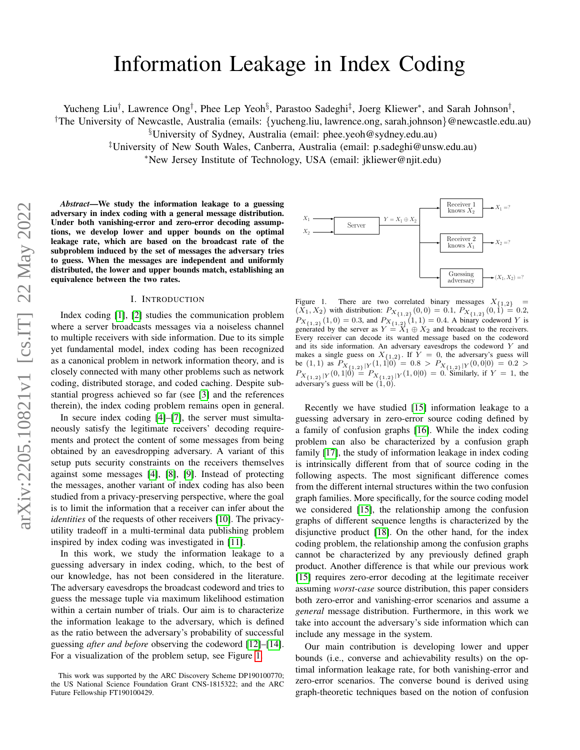# Information Leakage in Index Coding

Yucheng Liu[†], Lawrence Ong[†], Phee Lep Yeoh[§], Parastoo Sadeghi[‡], Joerg Kliewer[*], and Sarah Johnson[†],

[†]The University of Newcastle, Australia (emails: {yucheng.liu, lawrence.ong, sarah.johnson}@newcastle.edu.au)

[§]University of Sydney, Australia (email: phee.yeoh@sydney.edu.au)

[‡]University of New South Wales, Canberra, Australia (email: p.sadeghi@unsw.edu.au)

[*]New Jersey Institute of Technology, USA (email: jkliewer@njit.edu)

***Abstract*—We study the information leakage to a guessing adversary in index coding with a general message distribution. Under both vanishing-error and zero-error decoding assumptions, we develop lower and upper bounds on the optimal leakage rate, which are based on the broadcast rate of the subproblem induced by the set of messages the adversary tries to guess. When the messages are independent and uniformly distributed, the lower and upper bounds match, establishing an equivalence between the two rates.**

## I. Introduction

Index coding [1], [2] studies the communication problem where a server broadcasts messages via a noiseless channel to multiple receivers with side information. Due to its simple yet fundamental model, index coding has been recognized as a canonical problem in network information theory, and is closely connected with many other problems such as network coding, distributed storage, and coded caching. Despite substantial progress achieved so far (see [3] and the references therein), the index coding problem remains open in general.

In secure index coding [4]–[7], the server must simultaneously satisfy the legitimate receivers' decoding requirements and protect the content of some messages from being obtained by an eavesdropping adversary. A variant of this setup puts security constraints on the receivers themselves against some messages [4], [8], [9]. Instead of protecting the messages, another variant of index coding has also been studied from a privacy-preserving perspective, where the goal is to limit the information that a receiver can infer about the *identities* of the requests of other receivers [10]. The privacy-utility tradeoff in a multi-terminal data publishing problem inspired by index coding was investigated in [11].

In this work, we study the information leakage to a guessing adversary in index coding, which, to the best of our knowledge, has not been considered in the literature. The adversary eavesdrops the broadcast codeword and tries to guess the message tuple via maximum likelihood estimation within a certain number of trials. Our aim is to characterize the information leakage to the adversary, which is defined as the ratio between the adversary's probability of successful guessing *after and before* observing the codeword [12]–[14]. For a visualization of the problem setup, see Figure 1.

Figure 1. There are two correlated binary messages $X_{\{1,2\}} = (X_1, X_2)$ with distribution: $P_{X_{\{1,2\}}}(0,0) = 0.1$, $P_{X_{\{1,2\}}}(0,1) = 0.2$, $P_{X_{\{1,2\}}}(1,0) = 0.3$, and $P_{X_{\{1,2\}}}(1,1) = 0.4$. A binary codeword $Y$ is generated by the server as $Y = X_1 \oplus X_2$ and broadcast to the receivers. Every receiver can decode its wanted message based on the codeword and its side information. An adversary eavesdrops the codeword $Y$ and makes a single guess on $X_{\{1,2\}}$. If $Y = 0$, the adversary's guess will be $(1,1)$ as $P_{X_{\{1,2\}}|Y}(1,1|0) = 0.8 > P_{X_{\{1,2\}}|Y}(0,0|0) = 0.2 > P_{X_{\{1,2\}}|Y}(0,1|0) = P_{X_{\{1,2\}}|Y}(1,0|0) = 0$. Similarly, if $Y = 1$, the adversary's guess will be $(1,0)$.

Recently we have studied [15] information leakage to a guessing adversary in zero-error source coding defined by a family of confusion graphs [16]. While the index coding problem can also be characterized by a confusion graph family [17], the study of information leakage in index coding is intrinsically different from that of source coding in the following aspects. The most significant difference comes from the different internal structures within the two confusion graph families. More specifically, for the source coding model we considered [15], the relationship among the confusion graphs of different sequence lengths is characterized by the disjunctive product [18]. On the other hand, for the index coding problem, the relationship among the confusion graphs cannot be characterized by any previously defined graph product. Another difference is that while our previous work [15] requires zero-error decoding at the legitimate receiver assuming *worst-case* source distribution, this paper considers both zero-error and vanishing-error scenarios and assume a *general* message distribution. Furthermore, in this work we take into account the adversary's side information which can include any message in the system.

Our main contribution is developing lower and upper bounds (i.e., converse and achievability results) on the optimal information leakage rate, for both vanishing-error and zero-error scenarios. The converse bound is derived using graph-theoretic techniques based on the notion of confusion

This work was supported by the ARC Discovery Scheme DP190100770; the US National Science Foundation Grant CNS-1815322; and the ARC Future Fellowship FT190100429.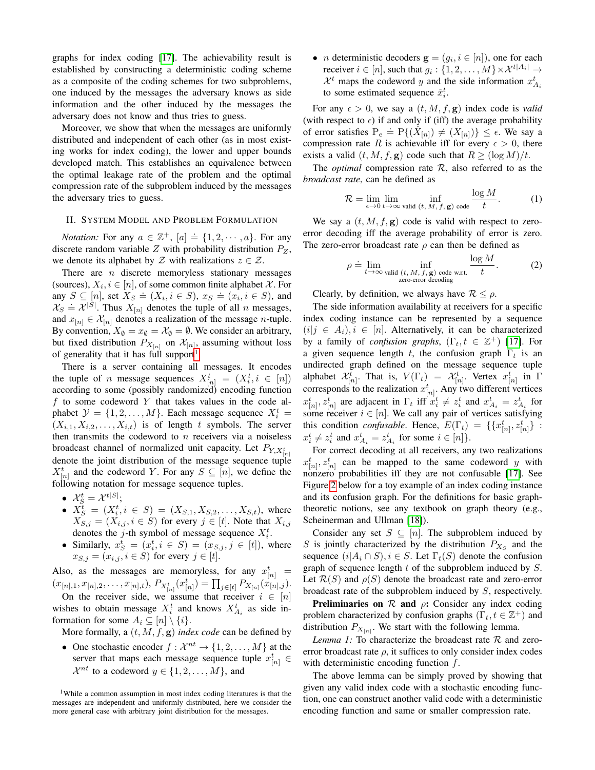graphs for index coding [17]. The achievability result is established by constructing a deterministic coding scheme as a composite of the coding schemes for two subproblems, one induced by the messages the adversary knows as side information and the other induced by the messages the adversary does not know and thus tries to guess.

Moreover, we show that when the messages are uniformly distributed and independent of each other (as in most existing works for index coding), the lower and upper bounds developed match. This establishes an equivalence between the optimal leakage rate of the problem and the optimal compression rate of the subproblem induced by the messages the adversary tries to guess.

## II. System Model and Problem Formulation

*Notation:* For any $a \in \mathbb{Z}^+$, $[a] \doteq \{1, 2, \cdots, a\}$. For any discrete random variable $Z$ with probability distribution $P_Z$, we denote its alphabet by $\mathcal{Z}$ with realizations $z \in \mathcal{Z}$.

There are $n$ discrete memoryless stationary messages (sources), $X_i, i \in [n]$, of some common finite alphabet $\mathcal{X}$. For any $S \subseteq [n]$, set $X_S \doteq (X_i, i \in S)$, $x_S \doteq (x_i, i \in S)$, and $\mathcal{X}_S \doteq \mathcal{X}^{|S|}$. Thus $X_{[n]}$ denotes the tuple of all $n$ messages, and $x_{[n]} \in \mathcal{X}_{[n]}$ denotes a realization of the message $n$-tuple. By convention, $X_\emptyset = x_\emptyset = \mathcal{X}_\emptyset = \emptyset$. We consider an arbitrary, but fixed distribution $P_{X_{[n]}}$ on $\mathcal{X}_{[n]}$, assuming without loss of generality that it has full support[1].

There is a server containing all messages. It encodes the tuple of $n$ message sequences $X^t_{[n]} = (X^t_i, i \in [n])$ according to some (possibly randomized) encoding function $f$ to some codeword $Y$ that takes values in the code alphabet $\mathcal{Y} = \{1, 2, \ldots, M\}$. Each message sequence $X^t_i = (X_{i,1}, X_{i,2}, \ldots, X_{i,t})$ is of length $t$ symbols. The server then transmits the codeword to $n$ receivers via a noiseless broadcast channel of normalized unit capacity. Let $P_{Y, X^t_{[n]}}$ denote the joint distribution of the message sequence tuple $X^t_{[n]}$ and the codeword $Y$. For any $S \subseteq [n]$, we define the following notation for message sequence tuples.

- $\mathcal{X}^t_S = \mathcal{X}^{t|S|}$;
- $X^t_S = (X^t_i, i \in S) = (X_{S,1}, X_{S,2}, \ldots, X_{S,t})$, where $X_{S,j} = (X_{i,j}, i \in S)$ for every $j \in [t]$. Note that $X_{i,j}$ denotes the $j$-th symbol of message sequence $X^t_i$.
- Similarly, $x^t_S = (x^t_i, i \in S) = (x_{S,j}, j \in [t])$, where $x_{S,j} = (x_{i,j}, i \in S)$ for every $j \in [t]$.

Also, as the messages are memoryless, for any $x^t_{[n]} = (x_{[n],1}, x_{[n],2}, \ldots, x_{[n],t})$, $P_{X^t_{[n]}}(x^t_{[n]}) = \prod_{j \in [t]} P_{X_{[n]}}(x_{[n],j})$.

On the receiver side, we assume that receiver $i \in [n]$ wishes to obtain message $X^t_i$ and knows $X^t_{A_i}$ as side information for some $A_i \subseteq [n] \setminus \{i\}$.

More formally, a $(t, M, f, \mathbf{g})$ *index code* can be defined by

- One stochastic encoder $f : \mathcal{X}^{nt} \to \{1, 2, \ldots, M\}$ at the server that maps each message sequence tuple $x^t_{[n]} \in \mathcal{X}^{nt}$ to a codeword $y \in \{1, 2, \ldots, M\}$, and
- $n$ deterministic decoders $\mathbf{g} = (g_i, i \in [n])$, one for each receiver $i \in [n]$, such that $g_i : \{1, 2, \ldots, M\} \times \mathcal{X}^{t|A_i|} \to \mathcal{X}^t$ maps the codeword $y$ and the side information $x^t_{A_i}$ to some estimated sequence $\hat{x}^t_i$.

For any $\epsilon > 0$, we say a $(t, M, f, \mathbf{g})$ index code is *valid* (with respect to $\epsilon$) if and only if (iff) the average probability of error satisfies $\mathrm{P_e} \doteq \mathrm{P}\{(\hat{X}_{[n]}) \neq (X_{[n]})\} \leq \epsilon$. We say a compression rate $R$ is achievable iff for every $\epsilon > 0$, there exists a valid $(t, M, f, \mathbf{g})$ code such that $R \geq (\log M)/t$.

The *optimal* compression rate $\mathcal{R}$, also referred to as the *broadcast rate*, can be defined as

$$\mathcal{R} = \lim_{\epsilon \to 0} \lim_{t \to \infty} \inf_{\text{valid } (t, M, f, \mathbf{g}) \text{ code}} \frac{\log M}{t}. \quad (1)$$

We say a $(t, M, f, \mathbf{g})$ code is valid with respect to zero-error decoding iff the average probability of error is zero. The zero-error broadcast rate $\rho$ can then be defined as

$$\rho \doteq \lim_{t \to \infty} \inf_{\substack{\text{valid } (t, M, f, \mathbf{g}) \text{ code w.r.t.} \\ \text{zero-error decoding}}} \frac{\log M}{t}. \quad (2)$$

Clearly, by definition, we always have $\mathcal{R} \leq \rho$.

The side information availability at receivers for a specific index coding instance can be represented by a sequence $(i|j \in A_i), i \in [n]$. Alternatively, it can be characterized by a family of *confusion graphs*, $(\Gamma_t, t \in \mathbb{Z}^+)$ [17]. For a given sequence length $t$, the confusion graph $\Gamma_t$ is an undirected graph defined on the message sequence tuple alphabet $\mathcal{X}^t_{[n]}$. That is, $V(\Gamma_t) = \mathcal{X}^t_{[n]}$. Vertex $x^t_{[n]}$ in $\Gamma$ corresponds to the realization $x^t_{[n]}$. Any two different vertices $x^t_{[n]}, z^t_{[n]}$ are adjacent in $\Gamma_t$ iff $x^t_i \neq z^t_i$ and $x^t_{A_i} = z^t_{A_i}$ for some receiver $i \in [n]$. We call any pair of vertices satisfying this condition *confusable*. Hence, $E(\Gamma_t) = \{\{x^t_{[n]}, z^t_{[n]}\} : x^t_i \neq z^t_i \text{ and } x^t_{A_i} = z^t_{A_i} \text{ for some } i \in [n]\}$.

For correct decoding at all receivers, any two realizations $x^t_{[n]}, z^t_{[n]}$ can be mapped to the same codeword $y$ with nonzero probabilities iff they are not confusable [17]. See Figure 2 below for a toy example of an index coding instance and its confusion graph. For the definitions for basic graph-theoretic notions, see any textbook on graph theory (e.g., Scheinerman and Ullman [18]).

Consider any set $S \subseteq [n]$. The subproblem induced by $S$ is jointly characterized by the distribution $P_{X_S}$ and the sequence $(i|A_i \cap S), i \in S$. Let $\Gamma_t(S)$ denote the confusion graph of sequence length $t$ of the subproblem induced by $S$. Let $\mathcal{R}(S)$ and $\rho(S)$ denote the broadcast rate and zero-error broadcast rate of the subproblem induced by $S$, respectively.

**Preliminaries on $\mathcal{R}$ and $\rho$:** Consider any index coding problem characterized by confusion graphs $(\Gamma_t, t \in \mathbb{Z}^+)$ and distribution $P_{X_{[n]}}$. We start with the following lemma.

*Lemma 1:* To characterize the broadcast rate $\mathcal{R}$ and zero-error broadcast rate $\rho$, it suffices to only consider index codes with deterministic encoding function $f$.

The above lemma can be simply proved by showing that given any valid index code with a stochastic encoding function, one can construct another valid code with a deterministic encoding function and same or smaller compression rate.

[1] While a common assumption in most index coding literatures is that the messages are independent and uniformly distributed, here we consider the more general case with arbitrary joint distribution for the messages.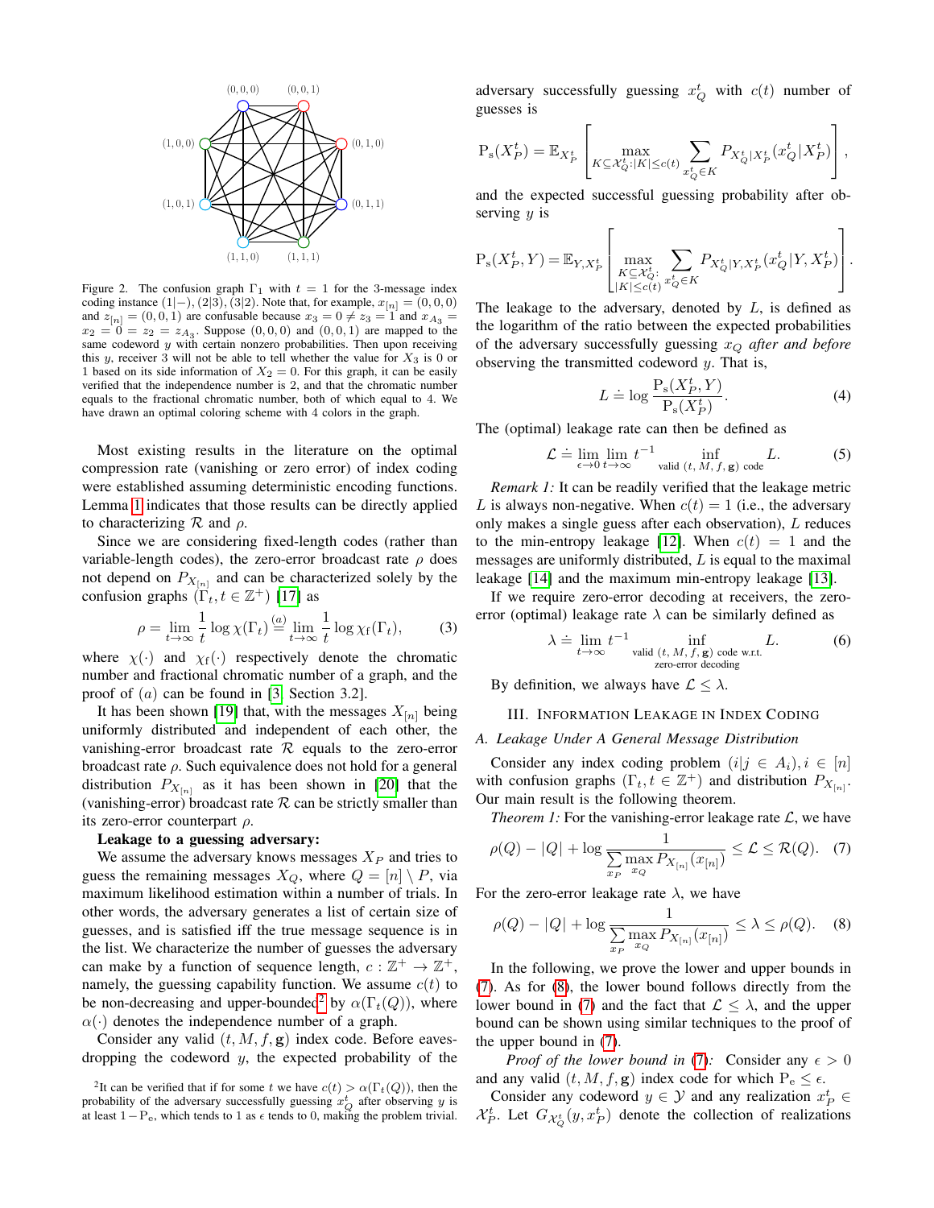Figure 2. The confusion graph $\Gamma_1$ with $t = 1$ for the 3-message index coding instance $(1|-), (2|3), (3|2)$. Note that, for example, $x_{[n]} = (0, 0, 0)$ and $z_{[n]} = (0, 0, 1)$ are confusable because $x_3 = 0 \neq z_3 = 1$ and $x_{A_3} = x_2 = 0 = z_2 = z_{A_3}$. Suppose $(0, 0, 0)$ and $(0, 0, 1)$ are mapped to the same codeword $y$ with certain nonzero probabilities. Then upon receiving this $y$, receiver 3 will not be able to tell whether the value for $X_3$ is 0 or 1 based on its side information of $X_2 = 0$. For this graph, it can be easily verified that the independence number is 2, and that the chromatic number equals to the fractional chromatic number, both of which equal to 4. We have drawn an optimal coloring scheme with 4 colors in the graph.

Most existing results in the literature on the optimal compression rate (vanishing or zero error) of index coding were established assuming deterministic encoding functions. Lemma 1 indicates that those results can be directly applied to characterizing $\mathcal{R}$ and $\rho$.

Since we are considering fixed-length codes (rather than variable-length codes), the zero-error broadcast rate $\rho$ does not depend on $P_{X_{[n]}}$ and can be characterized solely by the confusion graphs $(\Gamma_t, t \in \mathbb{Z}^+)$ [17] as

$$\rho = \lim_{t\to\infty} \frac{1}{t} \log \chi(\Gamma_t) \overset{(a)}{=} \lim_{t\to\infty} \frac{1}{t} \log \chi_{\mathrm{f}}(\Gamma_t), \tag{3}$$

where $\chi(\cdot)$ and $\chi_{\mathrm{f}}(\cdot)$ respectively denote the chromatic number and fractional chromatic number of a graph, and the proof of $(a)$ can be found in [3, Section 3.2].

It has been shown [19] that, with the messages $X_{[n]}$ being uniformly distributed and independent of each other, the vanishing-error broadcast rate $\mathcal{R}$ equals to the zero-error broadcast rate $\rho$. Such equivalence does not hold for a general distribution $P_{X_{[n]}}$ as it has been shown in [20] that the (vanishing-error) broadcast rate $\mathcal{R}$ can be strictly smaller than its zero-error counterpart $\rho$.

**Leakage to a guessing adversary:**

We assume the adversary knows messages $X_P$ and tries to guess the remaining messages $X_Q$, where $Q = [n] \setminus P$, via maximum likelihood estimation within a number of trials. In other words, the adversary generates a list of certain size of guesses, and is satisfied iff the true message sequence is in the list. We characterize the number of guesses the adversary can make by a function of sequence length, $c : \mathbb{Z}^+ \to \mathbb{Z}^+$, namely, the guessing capability function. We assume $c(t)$ to be non-decreasing and upper-bounded[2] by $\alpha(\Gamma_t(Q))$, where $\alpha(\cdot)$ denotes the independence number of a graph.

Consider any valid $(t, M, f, \mathbf{g})$ index code. Before eavesdropping the codeword $y$, the expected probability of the adversary successfully guessing $x_Q^t$ with $c(t)$ number of guesses is

$$\mathrm{P_s}(X_P^t) = \mathbb{E}_{X_P^t}\left[ \max_{K \subseteq \mathcal{X}_Q^t : |K| \le c(t)} \sum_{x_Q^t \in K} P_{X_Q^t | X_P^t}(x_Q^t | X_P^t) \right],$$

and the expected successful guessing probability after observing $y$ is

$$\mathrm{P_s}(X_P^t, Y) = \mathbb{E}_{Y, X_P^t}\left[ \max_{\substack{K \subseteq \mathcal{X}_Q^t : \\ |K| \le c(t)}} \sum_{x_Q^t \in K} P_{X_Q^t | Y, X_P^t}(x_Q^t | Y, X_P^t) \right].$$

The leakage to the adversary, denoted by $L$, is defined as the logarithm of the ratio between the expected probabilities of the adversary successfully guessing $x_Q$ *after and before* observing the transmitted codeword $y$. That is,

$$L \doteq \log \frac{\mathrm{P_s}(X_P^t, Y)}{\mathrm{P_s}(X_P^t)}. \tag{4}$$

The (optimal) leakage rate can then be defined as

$$\mathcal{L} \doteq \lim_{\epsilon \to 0} \lim_{t\to\infty} t^{-1} \inf_{\text{valid } (t, M, f, \mathbf{g}) \text{ code}} L. \tag{5}$$

*Remark 1:* It can be readily verified that the leakage metric $L$ is always non-negative. When $c(t) = 1$ (i.e., the adversary only makes a single guess after each observation), $L$ reduces to the min-entropy leakage [12]. When $c(t) = 1$ and the messages are uniformly distributed, $L$ is equal to the maximal leakage [14] and the maximum min-entropy leakage [13].

If we require zero-error decoding at receivers, the zero-error (optimal) leakage rate $\lambda$ can be similarly defined as

$$\lambda \doteq \lim_{t\to\infty} t^{-1} \inf_{\substack{\text{valid } (t, M, f, \mathbf{g}) \text{ code w.r.t.} \\ \text{zero-error decoding}}} L. \tag{6}$$

By definition, we always have $\mathcal{L} \le \lambda$.

## III. Information Leakage in Index Coding

### A. Leakage Under A General Message Distribution

Consider any index coding problem $(i|j \in A_i), i \in [n]$ with confusion graphs $(\Gamma_t, t \in \mathbb{Z}^+)$ and distribution $P_{X_{[n]}}$. Our main result is the following theorem.

*Theorem 1:* For the vanishing-error leakage rate $\mathcal{L}$, we have

$$\rho(Q) - |Q| + \log \frac{1}{\sum_{x_P} \max_{x_Q} P_{X_{[n]}}(x_{[n]})} \le \mathcal{L} \le \mathcal{R}(Q). \tag{7}$$

For the zero-error leakage rate $\lambda$, we have

$$\rho(Q) - |Q| + \log \frac{1}{\sum_{x_P} \max_{x_Q} P_{X_{[n]}}(x_{[n]})} \le \lambda \le \rho(Q). \tag{8}$$

In the following, we prove the lower and upper bounds in (7). As for (8), the lower bound follows directly from the lower bound in (7) and the fact that $\mathcal{L} \le \lambda$, and the upper bound can be shown using similar techniques to the proof of the upper bound in (7).

*Proof of the lower bound in (7):* Consider any $\epsilon > 0$ and any valid $(t, M, f, \mathbf{g})$ index code for which $\mathrm{P_e} \le \epsilon$.

Consider any codeword $y \in \mathcal{Y}$ and any realization $x_P^t \in \mathcal{X}_P^t$. Let $G_{\mathcal{X}_Q^t}(y, x_P^t)$ denote the collection of realizations

[2] It can be verified that if for some $t$ we have $c(t) > \alpha(\Gamma_t(Q))$, then the probability of the adversary successfully guessing $x_Q^t$ after observing $y$ is at least $1 - \mathrm{P_e}$, which tends to 1 as $\epsilon$ tends to 0, making the problem trivial.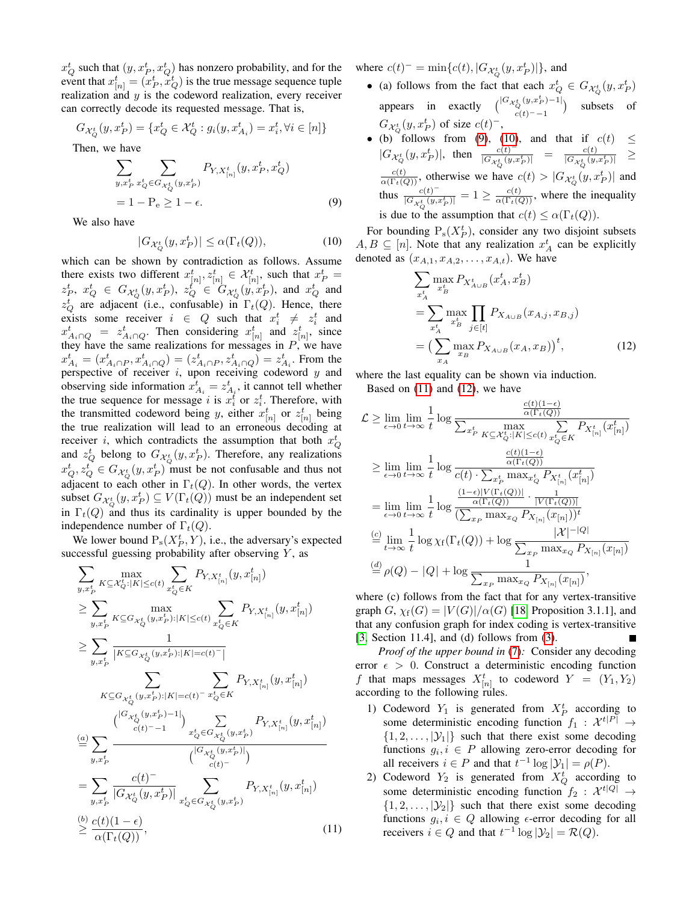$x_Q^t$ such that $(y, x_P^t, x_Q^t)$ has nonzero probability, and for the event that $x_{[n]}^t = (x_P^t, x_Q^t)$ is the true message sequence tuple realization and $y$ is the codeword realization, every receiver can correctly decode its requested message. That is,

$$G_{\mathcal{X}_Q^t}(y, x_P^t) = \{x_Q^t \in \mathcal{X}_Q^t : g_i(y, x_{A_i}^t) = x_i^t, \forall i \in [n]\}$$

Then, we have

$$\sum_{y, x_P^t} \sum_{x_Q^t \in G_{\mathcal{X}_Q^t}(y, x_P^t)} P_{Y, X_{[n]}^t}(y, x_P^t, x_Q^t)$$
$$= 1 - \mathrm{P_e} \geq 1 - \epsilon. \tag{9}$$

We also have

$$|G_{\mathcal{X}_Q^t}(y, x_P^t)| \leq \alpha(\Gamma_t(Q)), \tag{10}$$

which can be shown by contradiction as follows. Assume there exists two different $x_{[n]}^t, z_{[n]}^t \in \mathcal{X}_{[n]}^t$, such that $x_P^t = z_P^t$, $x_Q^t \in G_{\mathcal{X}_Q^t}(y, x_P^t)$, $z_Q^t \in G_{\mathcal{X}_Q^t}(y, x_P^t)$, and $x_Q^t$ and $z_Q^t$ are adjacent (i.e., confusable) in $\Gamma_t(Q)$. Hence, there exists some receiver $i \in Q$ such that $x_i^t \neq z_i^t$ and $x_{A_i \cap Q}^t = z_{A_i \cap Q}^t$. Then considering $x_{[n]}^t$ and $z_{[n]}^t$, since they have the same realizations for messages in $P$, we have $x_{A_i}^t = (x_{A_i \cap P}^t, x_{A_i \cap Q}^t) = (z_{A_i \cap P}^t, z_{A_i \cap Q}^t) = z_{A_i}^t$. From the perspective of receiver $i$, upon receiving codeword $y$ and observing side information $x_{A_i}^t = z_{A_i}^t$, it cannot tell whether the true sequence for message $i$ is $x_i^t$ or $z_i^t$. Therefore, with the transmitted codeword being $y$, either $x_{[n]}^t$ or $z_{[n]}^t$ being the true realization will lead to an erroneous decoding at receiver $i$, which contradicts the assumption that both $x_Q^t$ and $z_Q^t$ belong to $G_{\mathcal{X}_Q^t}(y, x_P^t)$. Therefore, any realizations $x_Q^t, z_Q^t \in G_{\mathcal{X}_Q^t}(y, x_P^t)$ must be not confusable and thus not adjacent to each other in $\Gamma_t(Q)$. In other words, the vertex subset $G_{\mathcal{X}_Q^t}(y, x_P^t) \subseteq V(\Gamma_t(Q))$ must be an independent set in $\Gamma_t(Q)$ and thus its cardinality is upper bounded by the independence number of $\Gamma_t(Q)$.

We lower bound $\mathrm{P_s}(X_P^t, Y)$, i.e., the adversary's expected successful guessing probability after observing $Y$, as

$$\sum_{y, x_P^t} \max_{K \subseteq \mathcal{X}_Q^t : |K| \leq c(t)} \sum_{x_Q^t \in K} P_{Y, X_{[n]}^t}(y, x_{[n]}^t)$$
$$\geq \sum_{y, x_P^t} \max_{K \subseteq G_{\mathcal{X}_Q^t}(y, x_P^t) : |K| \leq c(t)} \sum_{x_Q^t \in K} P_{Y, X_{[n]}^t}(y, x_{[n]}^t)$$
$$\geq \sum_{y, x_P^t} \frac{1}{|K \subseteq G_{\mathcal{X}_Q^t}(y, x_P^t) : |K| = c(t)^-|}$$
$$\sum_{K \subseteq G_{\mathcal{X}_Q^t}(y, x_P^t) : |K| = c(t)^-} \sum_{x_Q^t \in K} P_{Y, X_{[n]}^t}(y, x_{[n]}^t)$$
$$\overset{(a)}{=} \sum_{y, x_P^t} \frac{\binom{|G_{\mathcal{X}_Q^t}(y, x_P^t) - 1|}{c(t)^- - 1} \sum_{x_Q^t \in G_{\mathcal{X}_Q^t}(y, x_P^t)} P_{Y, X_{[n]}^t}(y, x_{[n]}^t)}{\binom{|G_{\mathcal{X}_Q^t}(y, x_P^t)|}{c(t)^-}}$$
$$= \sum_{y, x_P^t} \frac{c(t)^-}{|G_{\mathcal{X}_Q^t}(y, x_P^t)|} \sum_{x_Q^t \in G_{\mathcal{X}_Q^t}(y, x_P^t)} P_{Y, X_{[n]}^t}(y, x_{[n]}^t)$$
$$\overset{(b)}{\geq} \frac{c(t)(1-\epsilon)}{\alpha(\Gamma_t(Q))}, \tag{11}$$

where $c(t)^- = \min\{c(t), |G_{\mathcal{X}_Q^t}(y, x_P^t)|\}$, and

- (a) follows from the fact that each $x_Q^t \in G_{\mathcal{X}_Q^t}(y, x_P^t)$ appears in exactly $\binom{|G_{\mathcal{X}_Q^t}(y, x_P^t) - 1|}{c(t)^- - 1}$ subsets of $G_{\mathcal{X}_Q^t}(y, x_P^t)$ of size $c(t)^-$,
- (b) follows from (9), (10), and that if $c(t) \leq |G_{\mathcal{X}_Q^t}(y, x_P^t)|$, then $\frac{c(t)}{|G_{\mathcal{X}_Q^t}(y, x_P^t)|} = \frac{c(t)}{|G_{\mathcal{X}_Q^t}(y, x_P^t)|} \geq \frac{c(t)}{\alpha(\Gamma_t(Q))}$, otherwise we have $c(t) > |G_{\mathcal{X}_Q^t}(y, x_P^t)|$ and thus $\frac{c(t)^-}{|G_{\mathcal{X}_Q^t}(y, x_P^t)|} = 1 \geq \frac{c(t)}{\alpha(\Gamma_t(Q))}$, where the inequality is due to the assumption that $c(t) \leq \alpha(\Gamma_t(Q))$.

For bounding $\mathrm{P_s}(X_P^t)$, consider any two disjoint subsets $A, B \subseteq [n]$. Note that any realization $x_A^t$ can be explicitly denoted as $(x_{A,1}, x_{A,2}, \ldots, x_{A,t})$. We have

$$\sum_{x_A^t} \max_{x_B^t} P_{X_{A \cup B}^t}(x_A^t, x_B^t)$$
$$= \sum_{x_A^t} \max_{x_B^t} \prod_{j \in [t]} P_{X_{A \cup B}}(x_{A,j}, x_{B,j})$$
$$= \Big( \sum_{x_A} \max_{x_B} P_{X_{A \cup B}}(x_A, x_B) \Big)^t, \tag{12}$$

where the last equality can be shown via induction.

Based on (11) and (12), we have

$$\mathcal{L} \geq \lim_{\epsilon \to 0} \lim_{t \to \infty} \frac{1}{t} \log \frac{\frac{c(t)(1-\epsilon)}{\alpha(\Gamma_t(Q))}}{\sum_{x_P^t} \max_{K \subseteq \mathcal{X}_Q^t : |K| \leq c(t)} \sum_{x_Q^t \in K} P_{X_{[n]}^t}(x_{[n]}^t)}$$
$$\geq \lim_{\epsilon \to 0} \lim_{t \to \infty} \frac{1}{t} \log \frac{\frac{c(t)(1-\epsilon)}{\alpha(\Gamma_t(Q))}}{c(t) \cdot \sum_{x_P^t} \max_{x_Q^t} P_{X_{[n]}^t}(x_{[n]}^t)}$$
$$= \lim_{\epsilon \to 0} \lim_{t \to \infty} \frac{1}{t} \log \frac{\frac{(1-\epsilon)|V(\Gamma_t(Q))|}{\alpha(\Gamma_t(Q))} \cdot \frac{1}{|V(\Gamma_t(Q))|}}{(\sum_{x_P} \max_{x_Q} P_{X_{[n]}}(x_{[n]}))^t}$$
$$\overset{(c)}{=} \lim_{t \to \infty} \frac{1}{t} \log \chi_f(\Gamma_t(Q)) + \log \frac{|\mathcal{X}|^{-|Q|}}{\sum_{x_P} \max_{x_Q} P_{X_{[n]}}(x_{[n]})}$$
$$\overset{(d)}{=} \rho(Q) - |Q| + \log \frac{1}{\sum_{x_P} \max_{x_Q} P_{X_{[n]}}(x_{[n]})},$$

where (c) follows from the fact that for any vertex-transitive graph $G$, $\chi_f(G) = |V(G)|/\alpha(G)$ [18, Proposition 3.1.1], and that any confusion graph for index coding is vertex-transitive [3, Section 11.4], and (d) follows from (3). ■

*Proof of the upper bound in (7):* Consider any decoding error $\epsilon > 0$. Construct a deterministic encoding function $f$ that maps messages $X_{[n]}^t$ to codeword $Y = (Y_1, Y_2)$ according to the following rules.

1) Codeword $Y_1$ is generated from $X_P^t$ according to some deterministic encoding function $f_1 : \mathcal{X}^{t|P|} \to \{1, 2, \ldots, |\mathcal{Y}_1|\}$ such that there exist some decoding functions $g_i, i \in P$ allowing zero-error decoding for all receivers $i \in P$ and that $t^{-1} \log |\mathcal{Y}_1| = \rho(P)$.
2) Codeword $Y_2$ is generated from $X_Q^t$ according to some deterministic encoding function $f_2 : \mathcal{X}^{t|Q|} \to \{1, 2, \ldots, |\mathcal{Y}_2|\}$ such that there exist some decoding functions $g_i, i \in Q$ allowing $\epsilon$-error decoding for all receivers $i \in Q$ and that $t^{-1} \log |\mathcal{Y}_2| = \mathcal{R}(Q)$.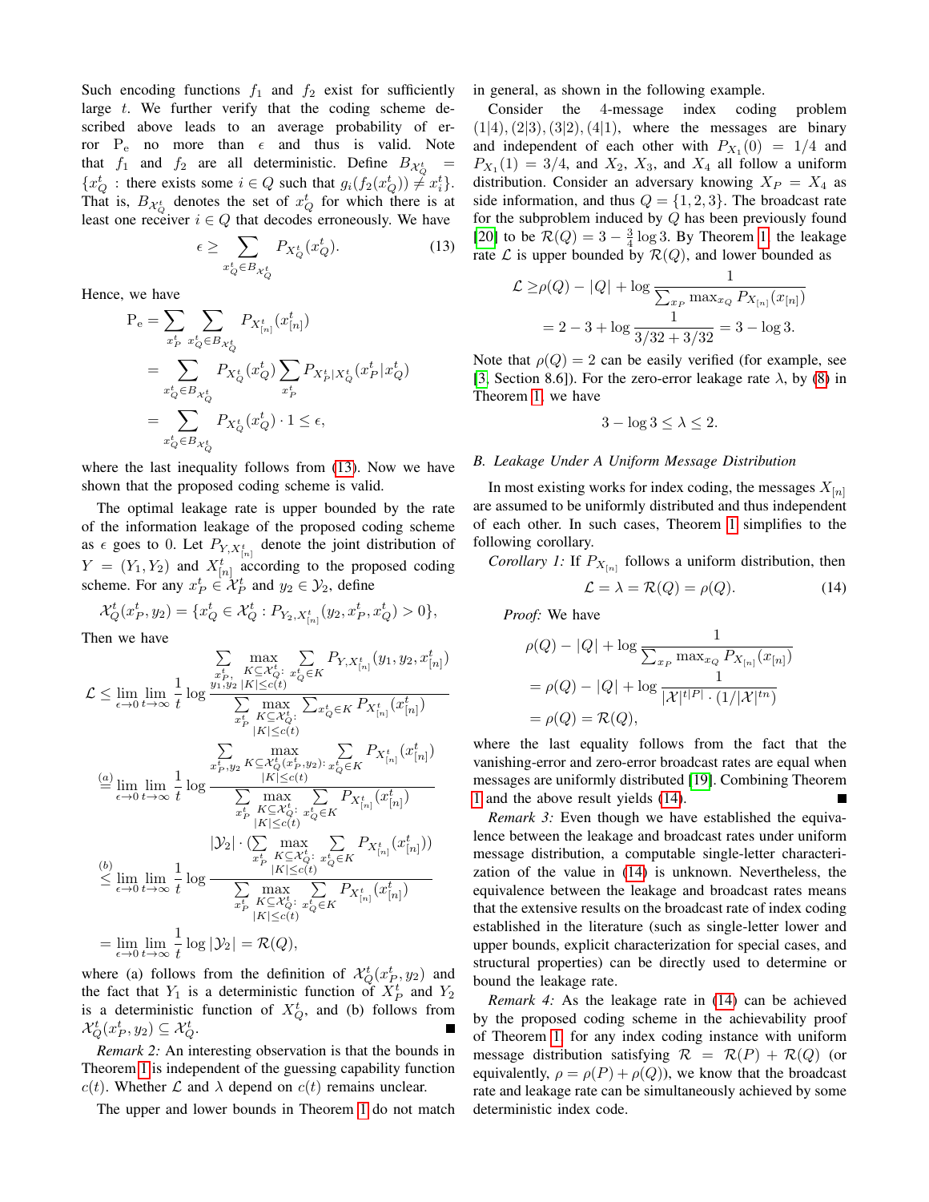Such encoding functions $f_1$ and $f_2$ exist for sufficiently large $t$. We further verify that the coding scheme described above leads to an average probability of error $\mathrm{P_e}$ no more than $\epsilon$ and thus is valid. Note that $f_1$ and $f_2$ are all deterministic. Define $B_{\mathcal{X}_Q^t} = \{x_Q^t :$ there exists some $i \in Q$ such that $g_i(f_2(x_Q^t)) \neq x_i^t\}$. That is, $B_{\mathcal{X}_Q^t}$ denotes the set of $x_Q^t$ for which there is at least one receiver $i \in Q$ that decodes erroneously. We have

$$\epsilon \geq \sum_{x_Q^t \in B_{\mathcal{X}_Q^t}} P_{X_Q^t}(x_Q^t). \tag{13}$$

Hence, we have

$$\begin{aligned}
\mathrm{P_e} &= \sum_{x_P^t} \sum_{x_Q^t \in B_{\mathcal{X}_Q^t}} P_{X_{[n]}^t}(x_{[n]}^t) \\
&= \sum_{x_Q^t \in B_{\mathcal{X}_Q^t}} P_{X_Q^t}(x_Q^t) \sum_{x_P^t} P_{X_P^t|X_Q^t}(x_P^t|x_Q^t) \\
&= \sum_{x_Q^t \in B_{\mathcal{X}_Q^t}} P_{X_Q^t}(x_Q^t) \cdot 1 \leq \epsilon,
\end{aligned}$$

where the last inequality follows from (13). Now we have shown that the proposed coding scheme is valid.

The optimal leakage rate is upper bounded by the rate of the information leakage of the proposed coding scheme as $\epsilon$ goes to 0. Let $P_{Y,X_{[n]}^t}$ denote the joint distribution of $Y = (Y_1, Y_2)$ and $X_{[n]}^t$ according to the proposed coding scheme. For any $x_P^t \in \mathcal{X}_P^t$ and $y_2 \in \mathcal{Y}_2$, define

$$\mathcal{X}_Q^t(x_P^t, y_2) = \{x_Q^t \in \mathcal{X}_Q^t : P_{Y_2,X_{[n]}^t}(y_2, x_P^t, x_Q^t) > 0\},$$

Then we have

$$\begin{aligned}
\mathcal{L} &\leq \lim_{\epsilon \to 0} \lim_{t \to \infty} \frac{1}{t} \log \frac{\sum\limits_{\substack{x_P^t, \\ y_1, y_2}} \max\limits_{\substack{K \subseteq \mathcal{X}_Q^t: \\ |K| \leq c(t)}} \sum\limits_{x_Q^t \in K} P_{Y,X_{[n]}^t}(y_1, y_2, x_{[n]}^t)}{\sum\limits_{x_P^t} \max\limits_{\substack{K \subseteq \mathcal{X}_Q^t: \\ |K| \leq c(t)}} \sum_{x_Q^t \in K} P_{X_{[n]}^t}(x_{[n]}^t)} \\
&\stackrel{(a)}{=} \lim_{\epsilon \to 0} \lim_{t \to \infty} \frac{1}{t} \log \frac{\sum\limits_{x_P^t, y_2} \max\limits_{\substack{K \subseteq \mathcal{X}_Q^t(x_P^t, y_2): \\ |K| \leq c(t)}} \sum\limits_{x_Q^t \in K} P_{X_{[n]}^t}(x_{[n]}^t)}{\sum\limits_{x_P^t} \max\limits_{\substack{K \subseteq \mathcal{X}_Q^t: \\ |K| \leq c(t)}} \sum\limits_{x_Q^t \in K} P_{X_{[n]}^t}(x_{[n]}^t)} \\
&\stackrel{(b)}{\leq} \lim_{\epsilon \to 0} \lim_{t \to \infty} \frac{1}{t} \log \frac{|\mathcal{Y}_2| \cdot (\sum\limits_{x_P^t} \max\limits_{\substack{K \subseteq \mathcal{X}_Q^t: \\ |K| \leq c(t)}} \sum\limits_{x_Q^t \in K} P_{X_{[n]}^t}(x_{[n]}^t))}{\sum\limits_{x_P^t} \max\limits_{\substack{K \subseteq \mathcal{X}_Q^t: \\ |K| \leq c(t)}} \sum\limits_{x_Q^t \in K} P_{X_{[n]}^t}(x_{[n]}^t)} \\
&= \lim_{\epsilon \to 0} \lim_{t \to \infty} \frac{1}{t} \log |\mathcal{Y}_2| = \mathcal{R}(Q),
\end{aligned}$$

where (a) follows from the definition of $\mathcal{X}_Q^t(x_P^t, y_2)$ and the fact that $Y_1$ is a deterministic function of $X_P^t$ and $Y_2$ is a deterministic function of $X_Q^t$, and (b) follows from $\mathcal{X}_Q^t(x_P^t, y_2) \subseteq \mathcal{X}_Q^t$. ■

*Remark 2:* An interesting observation is that the bounds in Theorem 1 is independent of the guessing capability function $c(t)$. Whether $\mathcal{L}$ and $\lambda$ depend on $c(t)$ remains unclear.

The upper and lower bounds in Theorem 1 do not match in general, as shown in the following example.

Consider the 4-message index coding problem $(1|4), (2|3), (3|2), (4|1)$, where the messages are binary and independent of each other with $P_{X_1}(0) = 1/4$ and $P_{X_1}(1) = 3/4$, and $X_2$, $X_3$, and $X_4$ all follow a uniform distribution. Consider an adversary knowing $X_P = X_4$ as side information, and thus $Q = \{1, 2, 3\}$. The broadcast rate for the subproblem induced by $Q$ has been previously found [20] to be $\mathcal{R}(Q) = 3 - \frac{3}{4}\log 3$. By Theorem 1, the leakage rate $\mathcal{L}$ is upper bounded by $\mathcal{R}(Q)$, and lower bounded as

$$\begin{aligned}
\mathcal{L} &\geq \rho(Q) - |Q| + \log \frac{1}{\sum_{x_P} \max_{x_Q} P_{X_{[n]}}(x_{[n]})} \\
&= 2 - 3 + \log \frac{1}{3/32 + 3/32} = 3 - \log 3.
\end{aligned}$$

Note that $\rho(Q) = 2$ can be easily verified (for example, see [3, Section 8.6]). For the zero-error leakage rate $\lambda$, by (8) in Theorem 1, we have

$$3 - \log 3 \leq \lambda \leq 2.$$

### B. Leakage Under A Uniform Message Distribution

In most existing works for index coding, the messages $X_{[n]}$ are assumed to be uniformly distributed and thus independent of each other. In such cases, Theorem 1 simplifies to the following corollary.

*Corollary 1:* If $P_{X_{[n]}}$ follows a uniform distribution, then

$$\mathcal{L} = \lambda = \mathcal{R}(Q) = \rho(Q). \tag{14}$$

*Proof:* We have

$$\begin{aligned}
&\rho(Q) - |Q| + \log \frac{1}{\sum_{x_P} \max_{x_Q} P_{X_{[n]}}(x_{[n]})} \\
&= \rho(Q) - |Q| + \log \frac{1}{|\mathcal{X}|^{t|P|} \cdot (1/|\mathcal{X}|^{tn})} \\
&= \rho(Q) = \mathcal{R}(Q),
\end{aligned}$$

where the last equality follows from the fact that the vanishing-error and zero-error broadcast rates are equal when messages are uniformly distributed [19]. Combining Theorem 1 and the above result yields (14). ■

*Remark 3:* Even though we have established the equivalence between the leakage and broadcast rates under uniform message distribution, a computable single-letter characterization of the value in (14) is unknown. Nevertheless, the equivalence between the leakage and broadcast rates means that the extensive results on the broadcast rate of index coding established in the literature (such as single-letter lower and upper bounds, explicit characterization for special cases, and structural properties) can be directly used to determine or bound the leakage rate.

*Remark 4:* As the leakage rate in (14) can be achieved by the proposed coding scheme in the achievability proof of Theorem 1 for any index coding instance with uniform message distribution satisfying $\mathcal{R} = \mathcal{R}(P) + \mathcal{R}(Q)$ (or equivalently, $\rho = \rho(P) + \rho(Q)$), we know that the broadcast rate and leakage rate can be simultaneously achieved by some deterministic index code.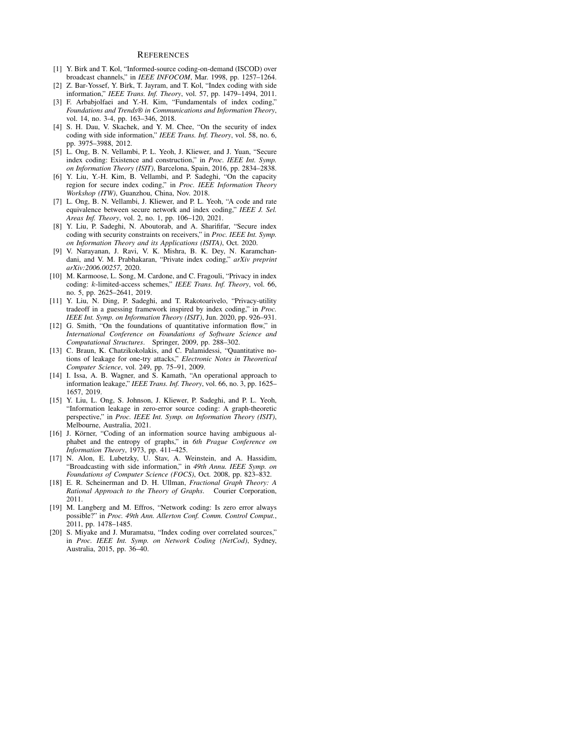## REFERENCES

[1] Y. Birk and T. Kol, "Informed-source coding-on-demand (ISCOD) over broadcast channels," in *IEEE INFOCOM*, Mar. 1998, pp. 1257–1264.

[2] Z. Bar-Yossef, Y. Birk, T. Jayram, and T. Kol, "Index coding with side information," *IEEE Trans. Inf. Theory*, vol. 57, pp. 1479–1494, 2011.

[3] F. Arbabjolfaei and Y.-H. Kim, "Fundamentals of index coding," *Foundations and Trends® in Communications and Information Theory*, vol. 14, no. 3-4, pp. 163–346, 2018.

[4] S. H. Dau, V. Skachek, and Y. M. Chee, "On the security of index coding with side information," *IEEE Trans. Inf. Theory*, vol. 58, no. 6, pp. 3975–3988, 2012.

[5] L. Ong, B. N. Vellambi, P. L. Yeoh, J. Kliewer, and J. Yuan, "Secure index coding: Existence and construction," in *Proc. IEEE Int. Symp. on Information Theory (ISIT)*, Barcelona, Spain, 2016, pp. 2834–2838.

[6] Y. Liu, Y.-H. Kim, B. Vellambi, and P. Sadeghi, "On the capacity region for secure index coding," in *Proc. IEEE Information Theory Workshop (ITW)*, Guanzhou, China, Nov. 2018.

[7] L. Ong, B. N. Vellambi, J. Kliewer, and P. L. Yeoh, "A code and rate equivalence between secure network and index coding," *IEEE J. Sel. Areas Inf. Theory*, vol. 2, no. 1, pp. 106–120, 2021.

[8] Y. Liu, P. Sadeghi, N. Aboutorab, and A. Sharififar, "Secure index coding with security constraints on receivers," in *Proc. IEEE Int. Symp. on Information Theory and its Applications (ISITA)*, Oct. 2020.

[9] V. Narayanan, J. Ravi, V. K. Mishra, B. K. Dey, N. Karamchandani, and V. M. Prabhakaran, "Private index coding," *arXiv preprint arXiv:2006.00257*, 2020.

[10] M. Karmoose, L. Song, M. Cardone, and C. Fragouli, "Privacy in index coding: $k$-limited-access schemes," *IEEE Trans. Inf. Theory*, vol. 66, no. 5, pp. 2625–2641, 2019.

[11] Y. Liu, N. Ding, P. Sadeghi, and T. Rakotoarivelo, "Privacy-utility tradeoff in a guessing framework inspired by index coding," in *Proc. IEEE Int. Symp. on Information Theory (ISIT)*, Jun. 2020, pp. 926–931.

[12] G. Smith, "On the foundations of quantitative information flow," in *International Conference on Foundations of Software Science and Computational Structures*. Springer, 2009, pp. 288–302.

[13] C. Braun, K. Chatzikokolakis, and C. Palamidessi, "Quantitative notions of leakage for one-try attacks," *Electronic Notes in Theoretical Computer Science*, vol. 249, pp. 75–91, 2009.

[14] I. Issa, A. B. Wagner, and S. Kamath, "An operational approach to information leakage," *IEEE Trans. Inf. Theory*, vol. 66, no. 3, pp. 1625–1657, 2019.

[15] Y. Liu, L. Ong, S. Johnson, J. Kliewer, P. Sadeghi, and P. L. Yeoh, "Information leakage in zero-error source coding: A graph-theoretic perspective," in *Proc. IEEE Int. Symp. on Information Theory (ISIT)*, Melbourne, Australia, 2021.

[16] J. Körner, "Coding of an information source having ambiguous alphabet and the entropy of graphs," in *6th Prague Conference on Information Theory*, 1973, pp. 411–425.

[17] N. Alon, E. Lubetzky, U. Stav, A. Weinstein, and A. Hassidim, "Broadcasting with side information," in *49th Annu. IEEE Symp. on Foundations of Computer Science (FOCS)*, Oct. 2008, pp. 823–832.

[18] E. R. Scheinerman and D. H. Ullman, *Fractional Graph Theory: A Rational Approach to the Theory of Graphs*. Courier Corporation, 2011.

[19] M. Langberg and M. Effros, "Network coding: Is zero error always possible?" in *Proc. 49th Ann. Allerton Conf. Comm. Control Comput.*, 2011, pp. 1478–1485.

[20] S. Miyake and J. Muramatsu, "Index coding over correlated sources," in *Proc. IEEE Int. Symp. on Network Coding (NetCod)*, Sydney, Australia, 2015, pp. 36–40.